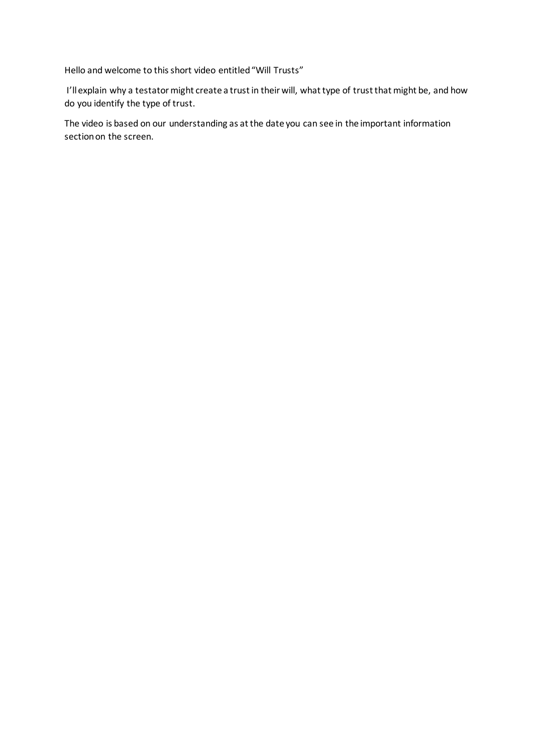Hello and welcome to this short video entitled "Will Trusts"

I'll explain why a testator might create a trust in their will, what type of trust that might be, and how do you identify the type of trust.

The video is based on our understanding as at the date you can see in the important information section on the screen.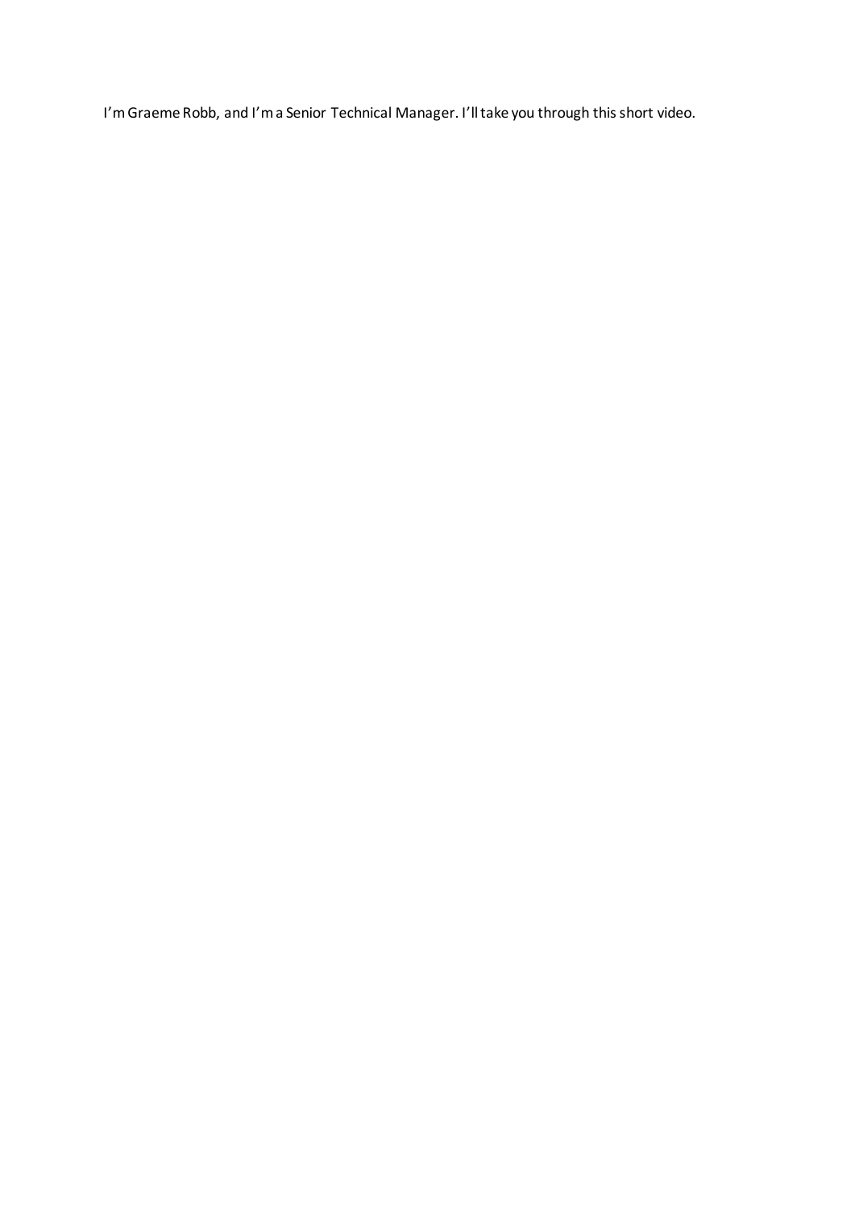I'm Graeme Robb, and I'm a Senior Technical Manager. I'll take you through this short video.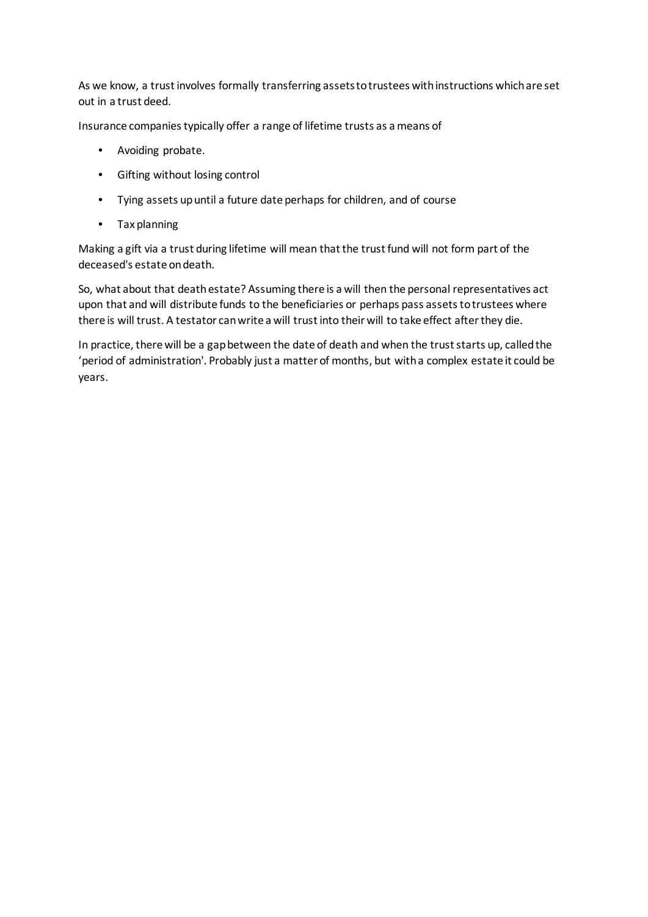As we know, a trust involves formally transferring assets to trustees with instructions which are set out in a trust deed.

Insurance companies typically offer a range of lifetime trusts as a means of

- Avoiding probate.
- Gifting without losing control
- Tying assets up until a future date perhaps for children, and of course
- Tax planning

Making a gift via a trust during lifetime will mean that the trust fund will not form part of the deceased's estate on death.

So, what about that death estate? Assuming there is a will then the personal representatives act upon that and will distribute funds to the beneficiaries or perhaps pass assets to trustees where there is will trust. A testator can write a will trust into their will to take effect after they die.

In practice, there will be a gap between the date of death and when the trust starts up, called the 'period of administration'. Probably just a matter of months, but with a complex estate it could be years.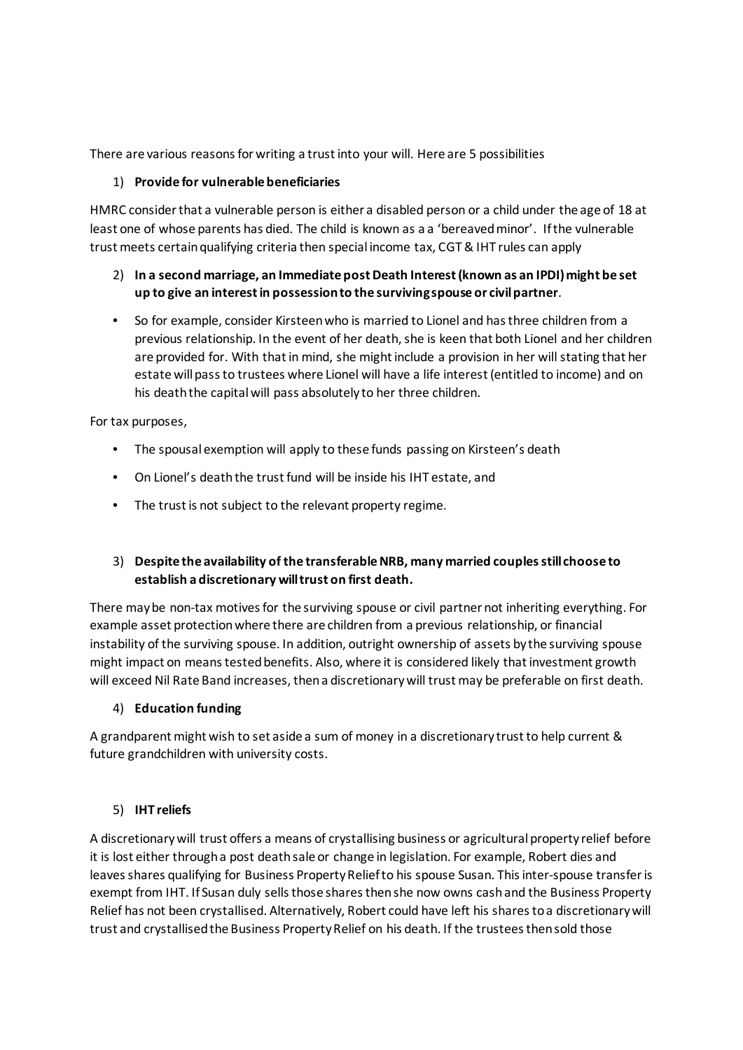There are various reasons for writing a trust into your will. Here are 5 possibilities

1) **Provide for vulnerable beneficiaries**

HMRC consider that a vulnerable person is either a disabled person or a child under the age of 18 at least one of whose parents has died. The child is known as a a 'bereaved minor'. If the vulnerable trust meets certain qualifying criteria then special income tax, CGT & IHT rules can apply

2) **In a second marriage, an Immediate post Death Interest (known as an IPDI) might be set up to give an interest in possession to the surviving spouse or civil partner**.

- So for example, consider Kirsteen who is married to Lionel and has three children from a previous relationship. In the event of her death, she is keen that both Lionel and her children are provided for. With that in mind, she might include a provision in her will stating that her estate will pass to trustees where Lionel will have a life interest (entitled to income) and on his death the capital will pass absolutely to her three children.

For tax purposes,

- The spousal exemption will apply to these funds passing on Kirsteen's death
- On Lionel's death the trust fund will be inside his IHT estate, and
- The trust is not subject to the relevant property regime.

3) **Despite the availability of the transferable NRB, many married couples still choose to establish a discretionary will trust on first death.**

There may be non-tax motives for the surviving spouse or civil partner not inheriting everything. For example asset protection where there are children from a previous relationship, or financial instability of the surviving spouse. In addition, outright ownership of assets by the surviving spouse might impact on means tested benefits. Also, where it is considered likely that investment growth will exceed Nil Rate Band increases, then a discretionary will trust may be preferable on first death.

4) **Education funding**

A grandparent might wish to set aside a sum of money in a discretionary trust to help current & future grandchildren with university costs.

5) **IHT reliefs**

A discretionary will trust offers a means of crystallising business or agricultural property relief before it is lost either through a post death sale or change in legislation. For example, Robert dies and leaves shares qualifying for Business Property Relief to his spouse Susan. This inter-spouse transfer is exempt from IHT. If Susan duly sells those shares then she now owns cash and the Business Property Relief has not been crystallised. Alternatively, Robert could have left his shares to a discretionary will trust and crystallised the Business Property Relief on his death. If the trustees then sold those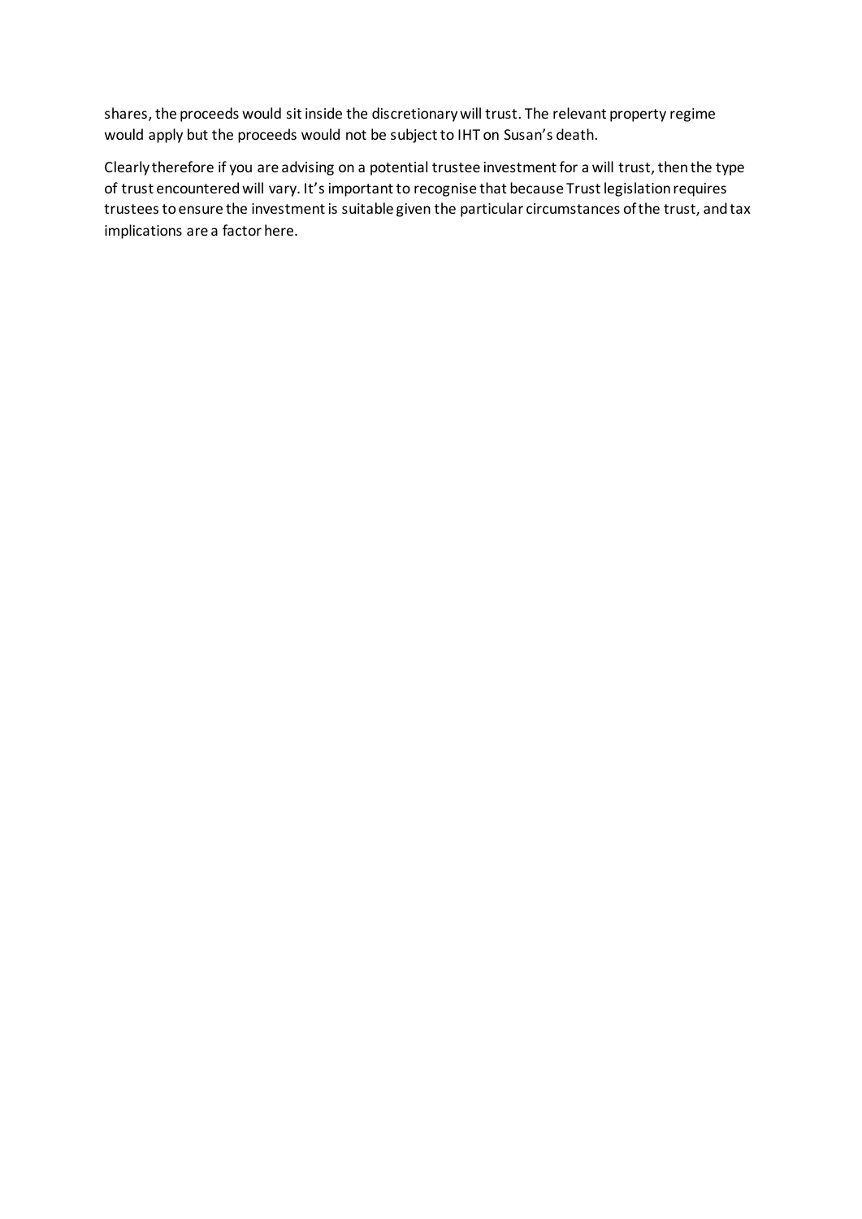shares, the proceeds would sit inside the discretionary will trust. The relevant property regime would apply but the proceeds would not be subject to IHT on Susan's death.

Clearly therefore if you are advising on a potential trustee investment for a will trust, then the type of trust encountered will vary. It's important to recognise that because Trust legislation requires trustees to ensure the investment is suitable given the particular circumstances of the trust, and tax implications are a factor here.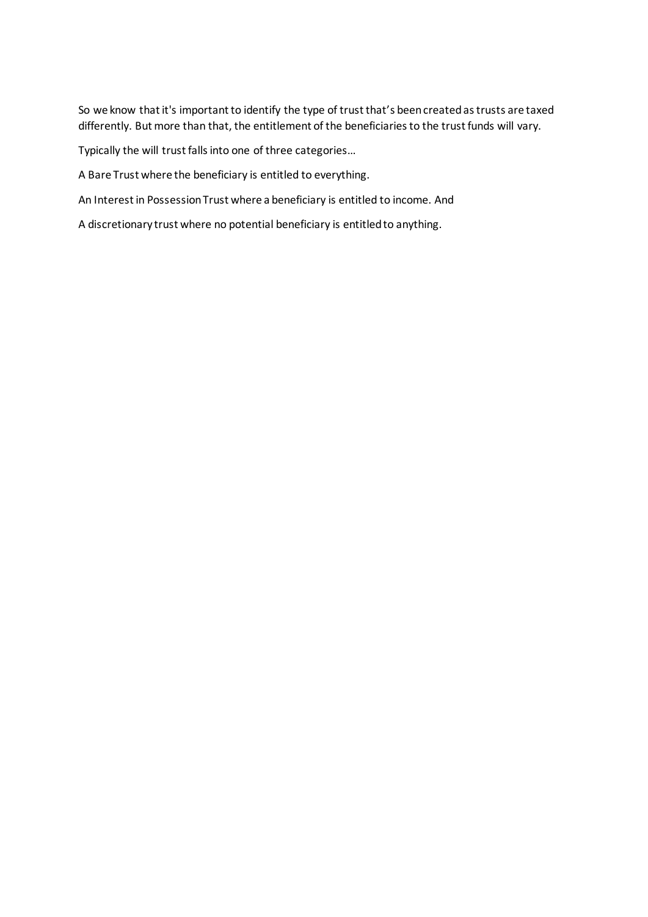So we know that it's important to identify the type of trust that's been created as trusts are taxed differently. But more than that, the entitlement of the beneficiaries to the trust funds will vary.

Typically the will trust falls into one of three categories…

A Bare Trust where the beneficiary is entitled to everything.

An Interest in Possession Trust where a beneficiary is entitled to income. And

A discretionary trust where no potential beneficiary is entitled to anything.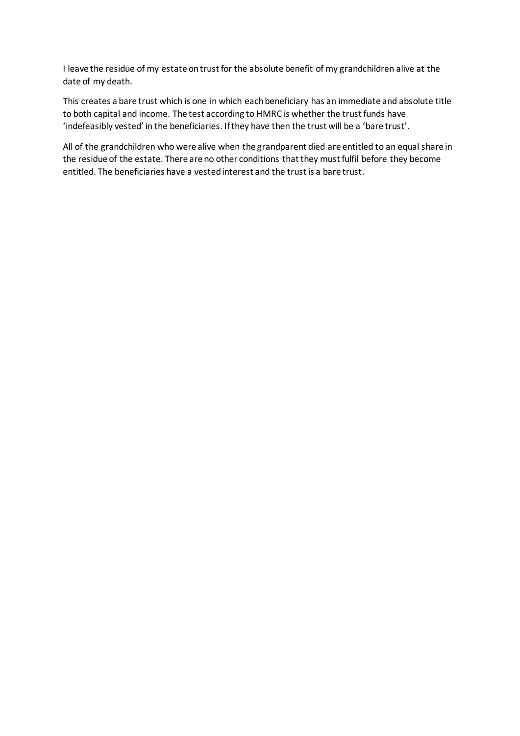I leave the residue of my estate on trust for the absolute benefit of my grandchildren alive at the date of my death.

This creates a bare trust which is one in which each beneficiary has an immediate and absolute title to both capital and income. The test according to HMRC is whether the trust funds have 'indefeasibly vested' in the beneficiaries. If they have then the trust will be a 'bare trust'.

All of the grandchildren who were alive when the grandparent died are entitled to an equal share in the residue of the estate. There are no other conditions that they must fulfil before they become entitled. The beneficiaries have a vested interest and the trust is a bare trust.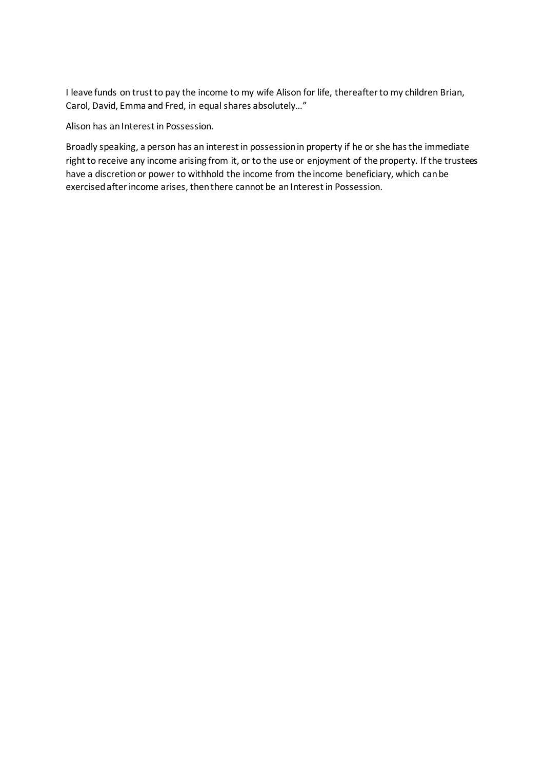I leave funds on trust to pay the income to my wife Alison for life, thereafter to my children Brian, Carol, David, Emma and Fred, in equal shares absolutely…"

Alison has an Interest in Possession.

Broadly speaking, a person has an interest in possession in property if he or she has the immediate right to receive any income arising from it, or to the use or enjoyment of the property. If the trustees have a discretion or power to withhold the income from the income beneficiary, which can be exercised after income arises, then there cannot be an Interest in Possession.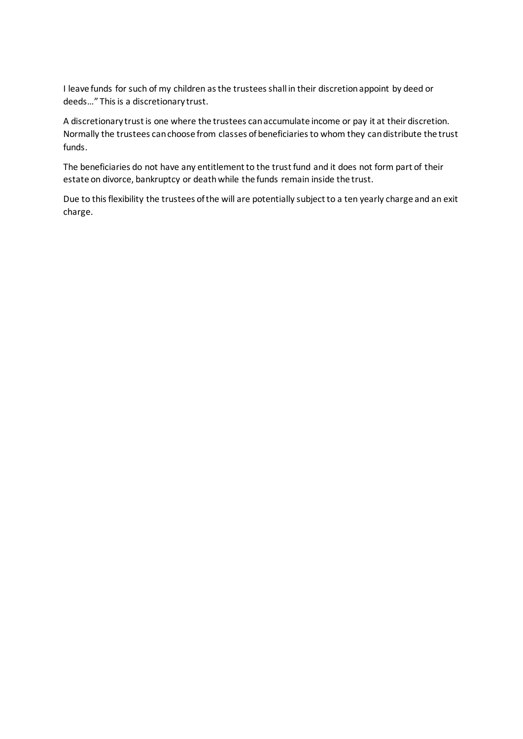I leave funds for such of my children as the trustees shall in their discretion appoint by deed or deeds…" This is a discretionary trust.

A discretionary trust is one where the trustees can accumulate income or pay it at their discretion. Normally the trustees can choose from classes of beneficiaries to whom they can distribute the trust funds.

The beneficiaries do not have any entitlement to the trust fund and it does not form part of their estate on divorce, bankruptcy or death while the funds remain inside the trust.

Due to this flexibility the trustees of the will are potentially subject to a ten yearly charge and an exit charge.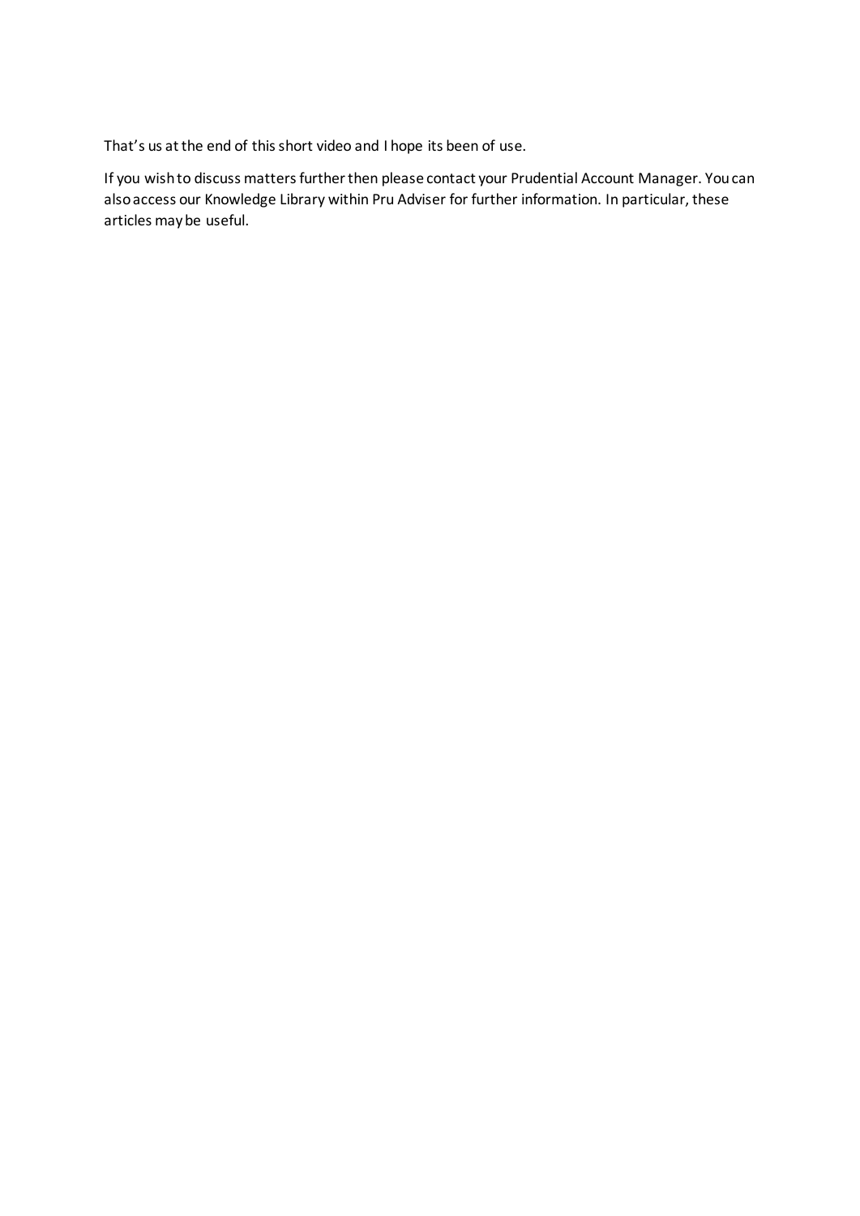That's us at the end of this short video and I hope its been of use.

If you wish to discuss matters further then please contact your Prudential Account Manager. You can also access our Knowledge Library within Pru Adviser for further information. In particular, these articles may be useful.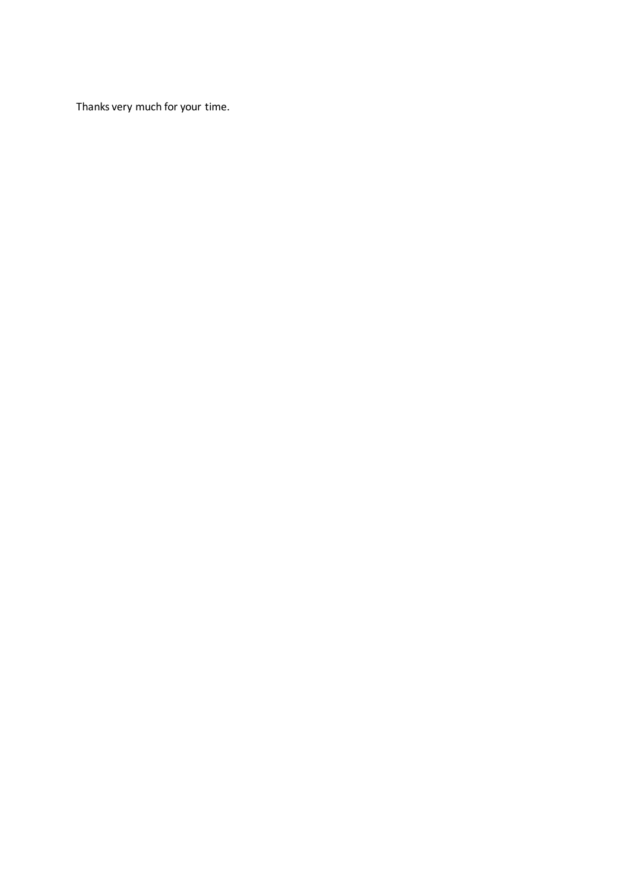Thanks very much for your time.